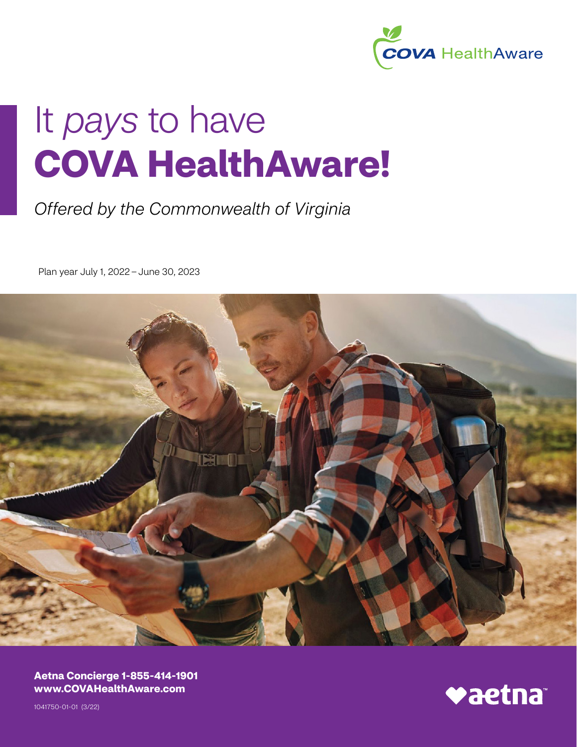COVA HealthAware

# It *pays* to have **COVA HealthAware!**

*Offered by the Commonwealth of Virginia*

Plan year July 1, 2022 – June 30, 2023

**Aetna Concierge 1-855-414-1901**
**www.COVAHealthAware.com**

aetna™

1041750-01-01 (3/22)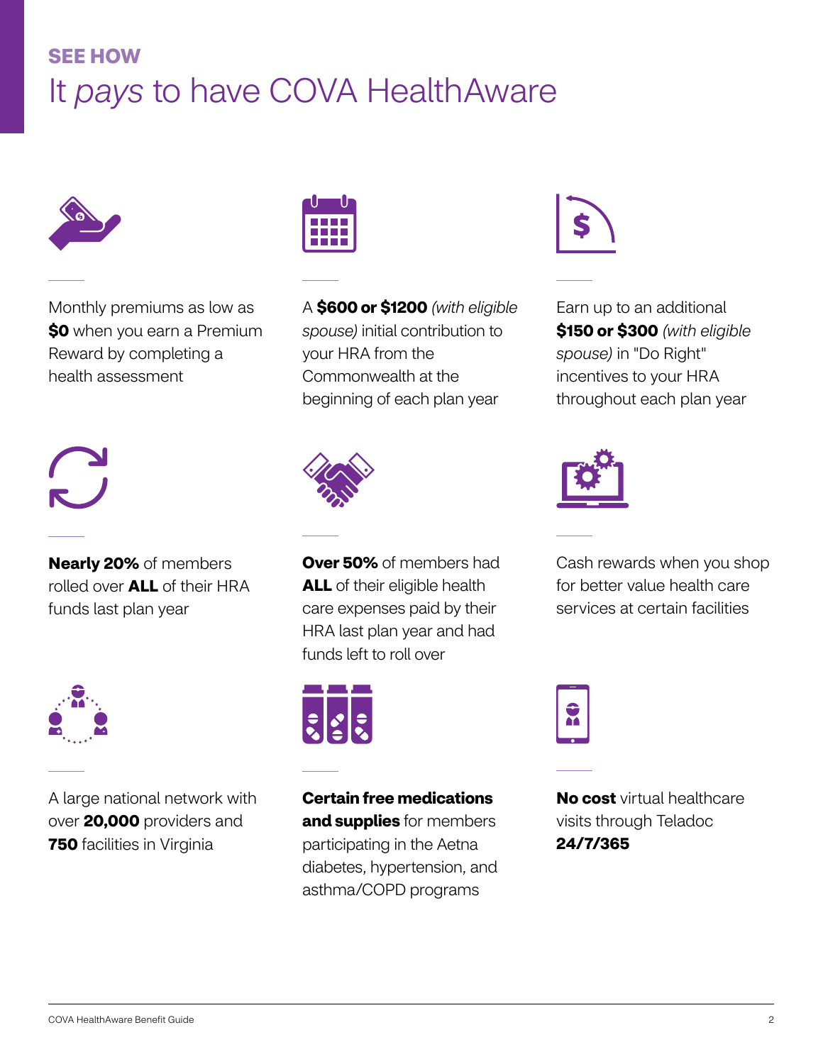**SEE HOW**

# It *pays* to have COVA HealthAware

Monthly premiums as low as **$0** when you earn a Premium Reward by completing a health assessment

A **$600 or $1200** *(with eligible spouse)* initial contribution to your HRA from the Commonwealth at the beginning of each plan year

Earn up to an additional **$150 or $300** *(with eligible spouse)* in "Do Right" incentives to your HRA throughout each plan year

**Nearly 20%** of members rolled over **ALL** of their HRA funds last plan year

**Over 50%** of members had **ALL** of their eligible health care expenses paid by their HRA last plan year and had funds left to roll over

Cash rewards when you shop for better value health care services at certain facilities

A large national network with over **20,000** providers and **750** facilities in Virginia

**Certain free medications and supplies** for members participating in the Aetna diabetes, hypertension, and asthma/COPD programs

**No cost** virtual healthcare visits through Teladoc **24/7/365**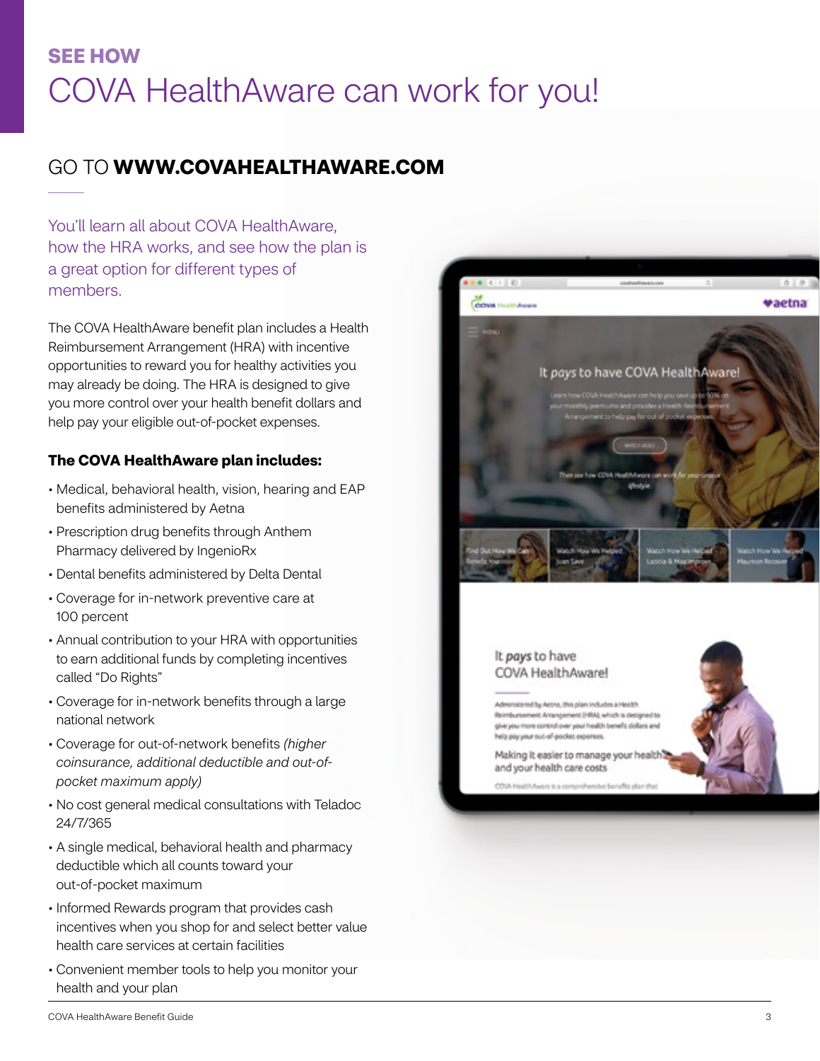**SEE HOW**

# COVA HealthAware can work for you!

## GO TO **WWW.COVAHEALTHAWARE.COM**

You'll learn all about COVA HealthAware, how the HRA works, and see how the plan is a great option for different types of members.

The COVA HealthAware benefit plan includes a Health Reimbursement Arrangement (HRA) with incentive opportunities to reward you for healthy activities you may already be doing. The HRA is designed to give you more control over your health benefit dollars and help pay your eligible out-of-pocket expenses.

### The COVA HealthAware plan includes:

- Medical, behavioral health, vision, hearing and EAP benefits administered by Aetna
- Prescription drug benefits through Anthem Pharmacy delivered by IngenioRx
- Dental benefits administered by Delta Dental
- Coverage for in-network preventive care at 100 percent
- Annual contribution to your HRA with opportunities to earn additional funds by completing incentives called "Do Rights"
- Coverage for in-network benefits through a large national network
- Coverage for out-of-network benefits *(higher coinsurance, additional deductible and out-of-pocket maximum apply)*
- No cost general medical consultations with Teladoc 24/7/365
- A single medical, behavioral health and pharmacy deductible which all counts toward your out-of-pocket maximum
- Informed Rewards program that provides cash incentives when you shop for and select better value health care services at certain facilities
- Convenient member tools to help you monitor your health and your plan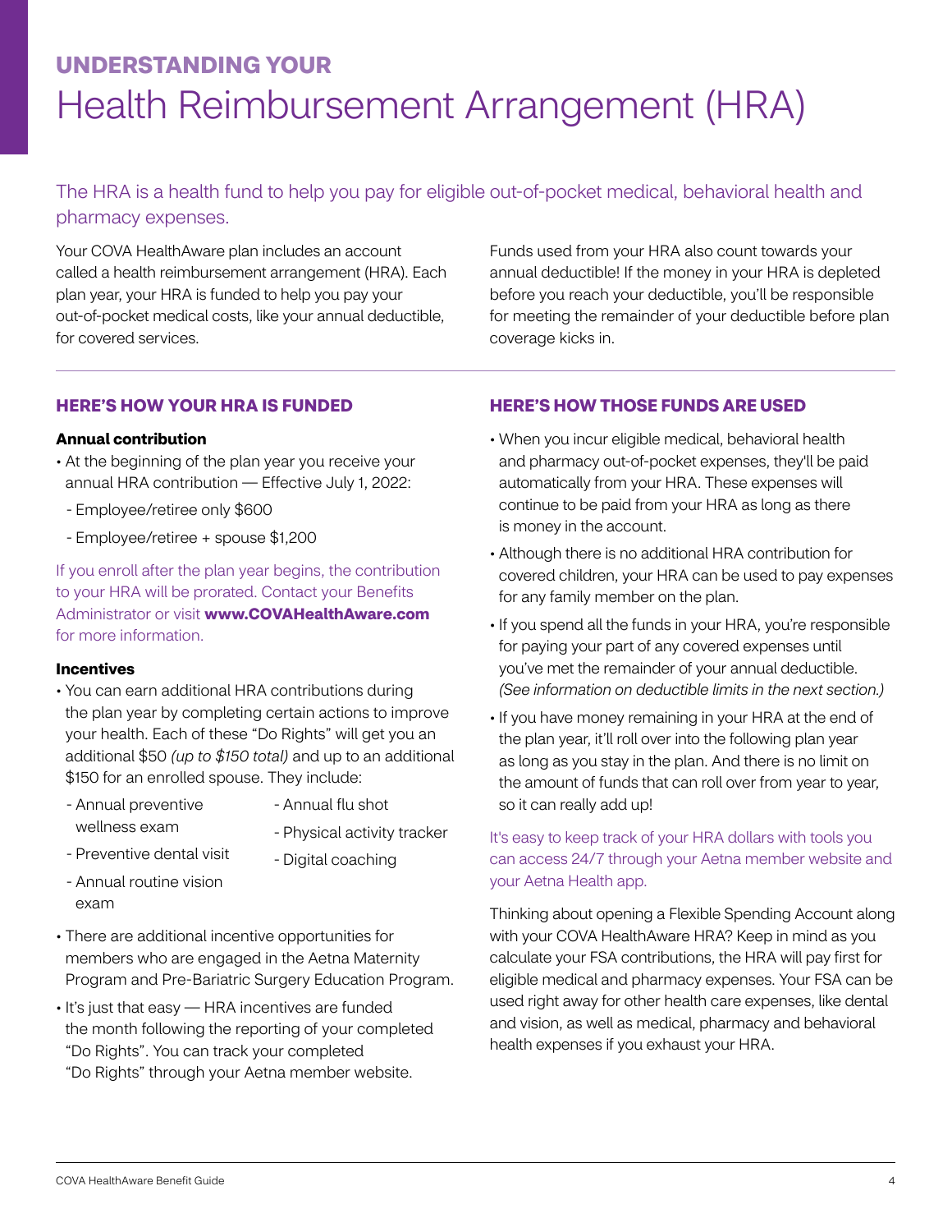# UNDERSTANDING YOUR Health Reimbursement Arrangement (HRA)

The HRA is a health fund to help you pay for eligible out-of-pocket medical, behavioral health and pharmacy expenses.

Your COVA HealthAware plan includes an account called a health reimbursement arrangement (HRA). Each plan year, your HRA is funded to help you pay your out-of-pocket medical costs, like your annual deductible, for covered services.

Funds used from your HRA also count towards your annual deductible! If the money in your HRA is depleted before you reach your deductible, you'll be responsible for meeting the remainder of your deductible before plan coverage kicks in.

## HERE'S HOW YOUR HRA IS FUNDED

### Annual contribution

- At the beginning of the plan year you receive your annual HRA contribution — Effective July 1, 2022:
  - Employee/retiree only $600
  - Employee/retiree + spouse $1,200

If you enroll after the plan year begins, the contribution to your HRA will be prorated. Contact your Benefits Administrator or visit **www.COVAHealthAware.com** for more information.

### Incentives

- You can earn additional HRA contributions during the plan year by completing certain actions to improve your health. Each of these "Do Rights" will get you an additional $50 *(up to $150 total)* and up to an additional $150 for an enrolled spouse. They include:
  - Annual preventive wellness exam
  - Preventive dental visit
  - Annual routine vision exam
  - Annual flu shot
  - Physical activity tracker
  - Digital coaching
- There are additional incentive opportunities for members who are engaged in the Aetna Maternity Program and Pre-Bariatric Surgery Education Program.
- It's just that easy — HRA incentives are funded the month following the reporting of your completed "Do Rights". You can track your completed "Do Rights" through your Aetna member website.

## HERE'S HOW THOSE FUNDS ARE USED

- When you incur eligible medical, behavioral health and pharmacy out-of-pocket expenses, they'll be paid automatically from your HRA. These expenses will continue to be paid from your HRA as long as there is money in the account.
- Although there is no additional HRA contribution for covered children, your HRA can be used to pay expenses for any family member on the plan.
- If you spend all the funds in your HRA, you're responsible for paying your part of any covered expenses until you've met the remainder of your annual deductible. *(See information on deductible limits in the next section.)*
- If you have money remaining in your HRA at the end of the plan year, it'll roll over into the following plan year as long as you stay in the plan. And there is no limit on the amount of funds that can roll over from year to year, so it can really add up!

It's easy to keep track of your HRA dollars with tools you can access 24/7 through your Aetna member website and your Aetna Health app.

Thinking about opening a Flexible Spending Account along with your COVA HealthAware HRA? Keep in mind as you calculate your FSA contributions, the HRA will pay first for eligible medical and pharmacy expenses. Your FSA can be used right away for other health care expenses, like dental and vision, as well as medical, pharmacy and behavioral health expenses if you exhaust your HRA.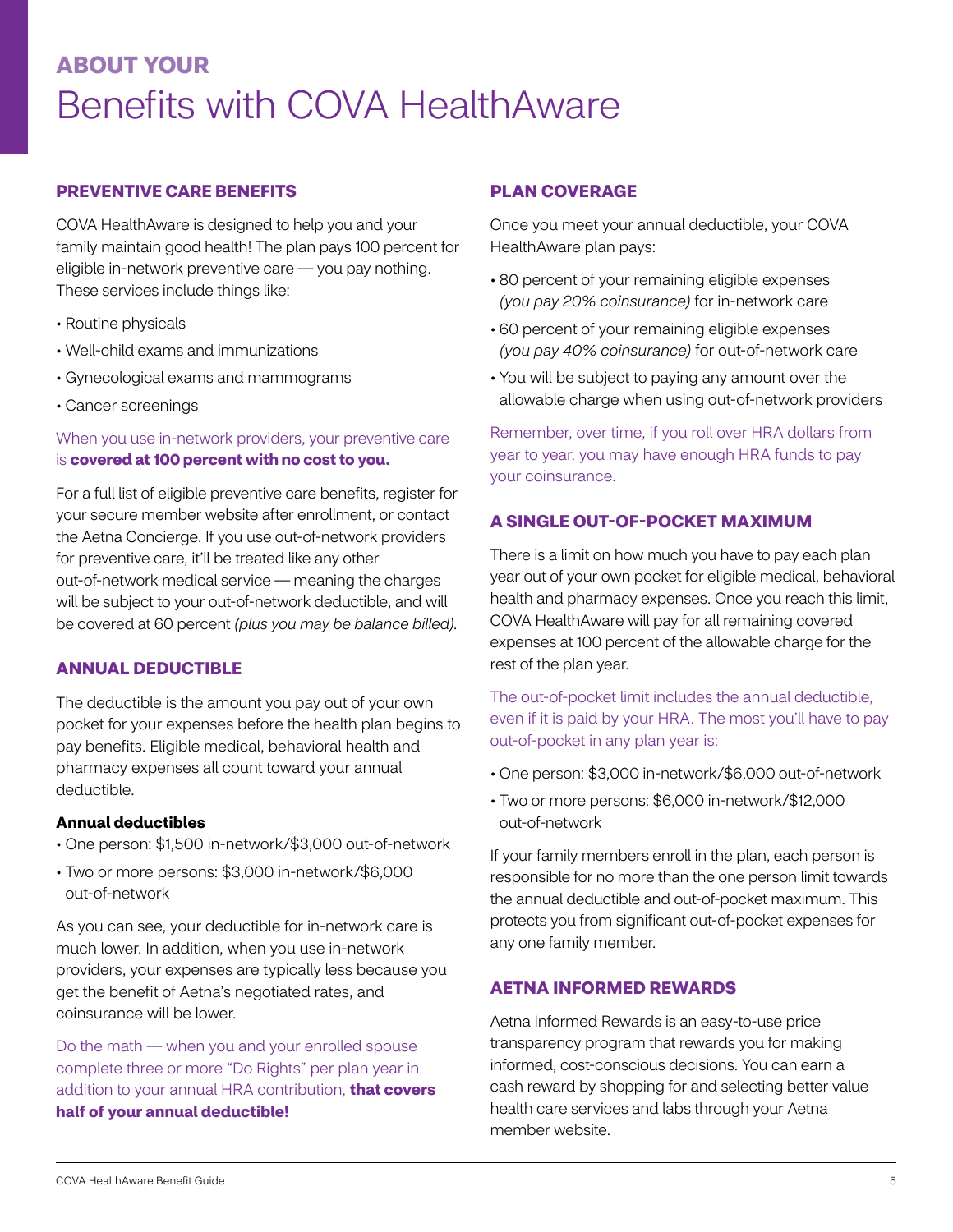## ABOUT YOUR

# Benefits with COVA HealthAware

### PREVENTIVE CARE BENEFITS

COVA HealthAware is designed to help you and your family maintain good health! The plan pays 100 percent for eligible in-network preventive care — you pay nothing. These services include things like:

- Routine physicals
- Well-child exams and immunizations
- Gynecological exams and mammograms
- Cancer screenings

When you use in-network providers, your preventive care is **covered at 100 percent with no cost to you.**

For a full list of eligible preventive care benefits, register for your secure member website after enrollment, or contact the Aetna Concierge. If you use out-of-network providers for preventive care, it'll be treated like any other out-of-network medical service — meaning the charges will be subject to your out-of-network deductible, and will be covered at 60 percent *(plus you may be balance billed).*

### ANNUAL DEDUCTIBLE

The deductible is the amount you pay out of your own pocket for your expenses before the health plan begins to pay benefits. Eligible medical, behavioral health and pharmacy expenses all count toward your annual deductible.

**Annual deductibles**

- One person: $1,500 in-network/$3,000 out-of-network
- Two or more persons: $3,000 in-network/$6,000 out-of-network

As you can see, your deductible for in-network care is much lower. In addition, when you use in-network providers, your expenses are typically less because you get the benefit of Aetna's negotiated rates, and coinsurance will be lower.

Do the math — when you and your enrolled spouse complete three or more "Do Rights" per plan year in addition to your annual HRA contribution, **that covers half of your annual deductible!**

### PLAN COVERAGE

Once you meet your annual deductible, your COVA HealthAware plan pays:

- 80 percent of your remaining eligible expenses *(you pay 20% coinsurance)* for in-network care
- 60 percent of your remaining eligible expenses *(you pay 40% coinsurance)* for out-of-network care
- You will be subject to paying any amount over the allowable charge when using out-of-network providers

Remember, over time, if you roll over HRA dollars from year to year, you may have enough HRA funds to pay your coinsurance.

### A SINGLE OUT-OF-POCKET MAXIMUM

There is a limit on how much you have to pay each plan year out of your own pocket for eligible medical, behavioral health and pharmacy expenses. Once you reach this limit, COVA HealthAware will pay for all remaining covered expenses at 100 percent of the allowable charge for the rest of the plan year.

The out-of-pocket limit includes the annual deductible, even if it is paid by your HRA. The most you'll have to pay out-of-pocket in any plan year is:

- One person: $3,000 in-network/$6,000 out-of-network
- Two or more persons: $6,000 in-network/$12,000 out-of-network

If your family members enroll in the plan, each person is responsible for no more than the one person limit towards the annual deductible and out-of-pocket maximum. This protects you from significant out-of-pocket expenses for any one family member.

### AETNA INFORMED REWARDS

Aetna Informed Rewards is an easy-to-use price transparency program that rewards you for making informed, cost-conscious decisions. You can earn a cash reward by shopping for and selecting better value health care services and labs through your Aetna member website.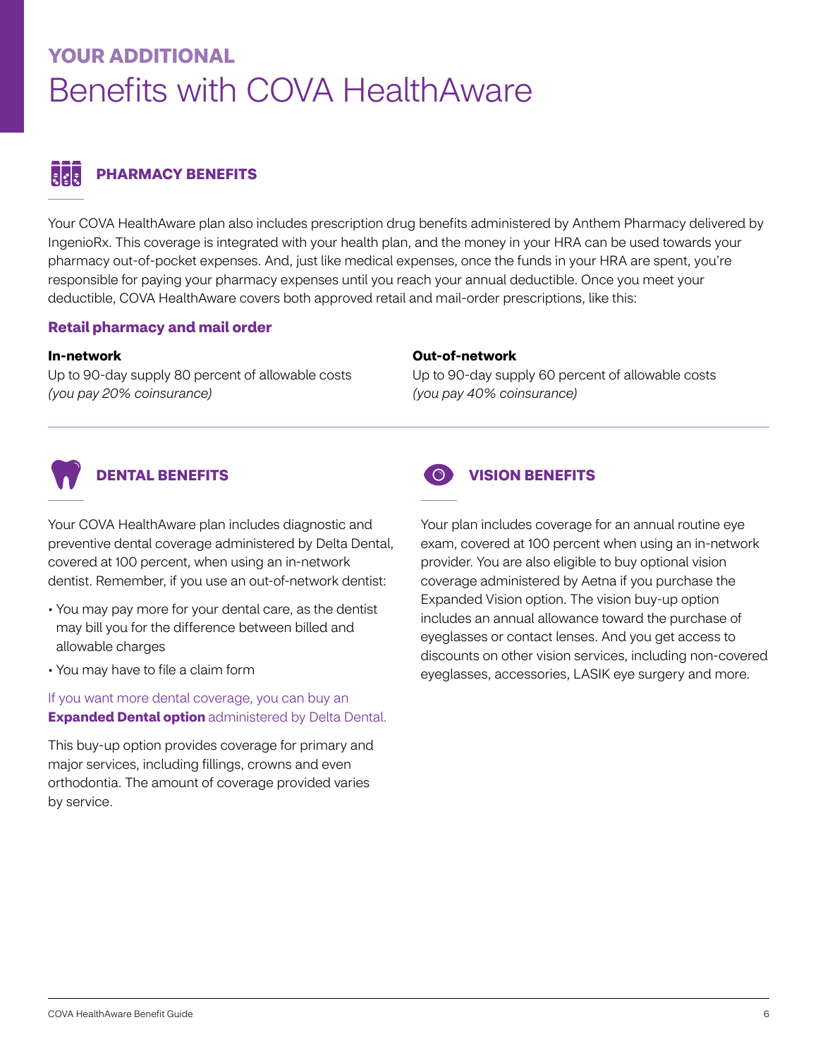## YOUR ADDITIONAL

# Benefits with COVA HealthAware

### PHARMACY BENEFITS

Your COVA HealthAware plan also includes prescription drug benefits administered by Anthem Pharmacy delivered by IngenioRx. This coverage is integrated with your health plan, and the money in your HRA can be used towards your pharmacy out-of-pocket expenses. And, just like medical expenses, once the funds in your HRA are spent, you're responsible for paying your pharmacy expenses until you reach your annual deductible. Once you meet your deductible, COVA HealthAware covers both approved retail and mail-order prescriptions, like this:

**Retail pharmacy and mail order**

**In-network**
Up to 90-day supply 80 percent of allowable costs
*(you pay 20% coinsurance)*

**Out-of-network**
Up to 90-day supply 60 percent of allowable costs
*(you pay 40% coinsurance)*

### DENTAL BENEFITS

Your COVA HealthAware plan includes diagnostic and preventive dental coverage administered by Delta Dental, covered at 100 percent, when using an in-network dentist. Remember, if you use an out-of-network dentist:

- You may pay more for your dental care, as the dentist may bill you for the difference between billed and allowable charges
- You may have to file a claim form

If you want more dental coverage, you can buy an **Expanded Dental option** administered by Delta Dental.

This buy-up option provides coverage for primary and major services, including fillings, crowns and even orthodontia. The amount of coverage provided varies by service.

### VISION BENEFITS

Your plan includes coverage for an annual routine eye exam, covered at 100 percent when using an in-network provider. You are also eligible to buy optional vision coverage administered by Aetna if you purchase the Expanded Vision option. The vision buy-up option includes an annual allowance toward the purchase of eyeglasses or contact lenses. And you get access to discounts on other vision services, including non-covered eyeglasses, accessories, LASIK eye surgery and more.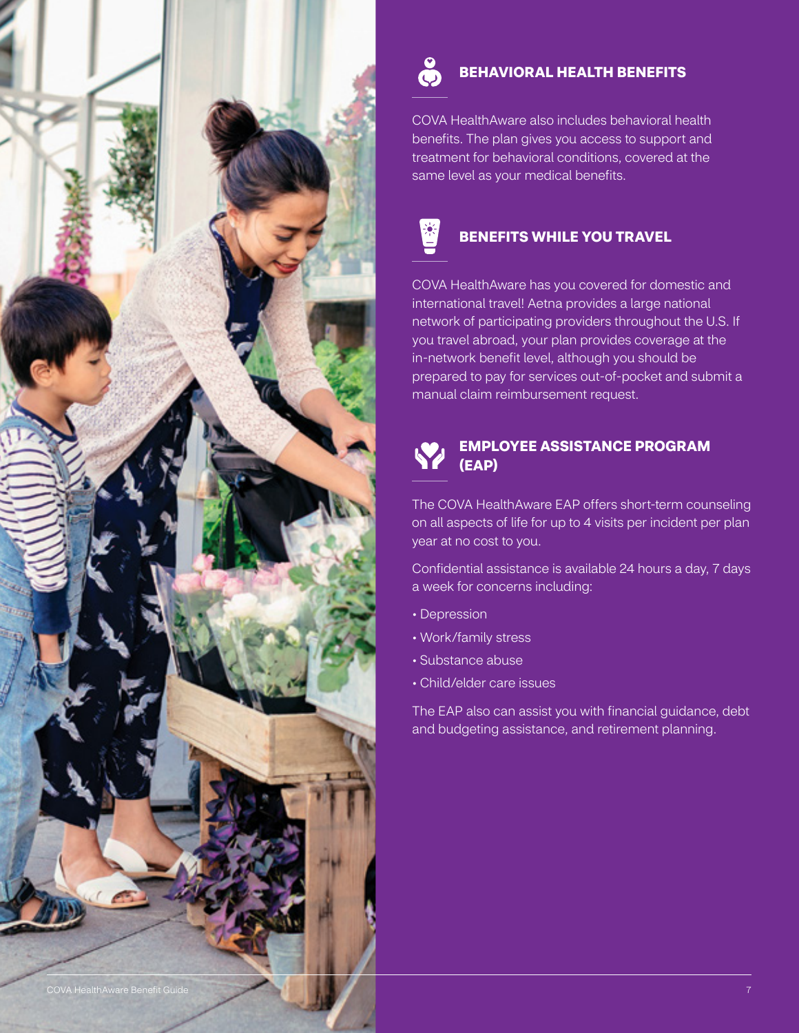## BEHAVIORAL HEALTH BENEFITS

COVA HealthAware also includes behavioral health benefits. The plan gives you access to support and treatment for behavioral conditions, covered at the same level as your medical benefits.

## BENEFITS WHILE YOU TRAVEL

COVA HealthAware has you covered for domestic and international travel! Aetna provides a large national network of participating providers throughout the U.S. If you travel abroad, your plan provides coverage at the in-network benefit level, although you should be prepared to pay for services out-of-pocket and submit a manual claim reimbursement request.

## EMPLOYEE ASSISTANCE PROGRAM (EAP)

The COVA HealthAware EAP offers short-term counseling on all aspects of life for up to 4 visits per incident per plan year at no cost to you.

Confidential assistance is available 24 hours a day, 7 days a week for concerns including:

- Depression
- Work/family stress
- Substance abuse
- Child/elder care issues

The EAP also can assist you with financial guidance, debt and budgeting assistance, and retirement planning.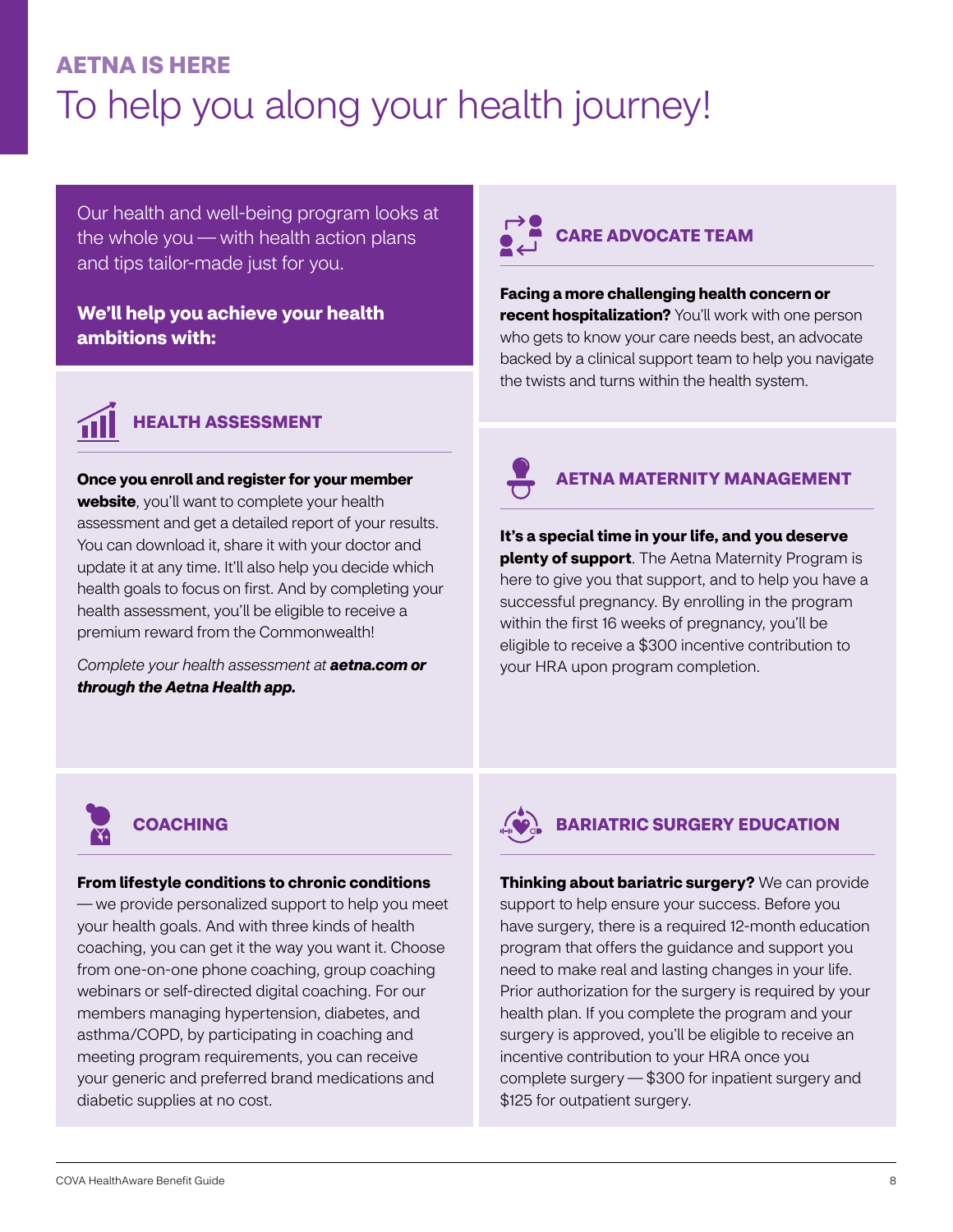## AETNA IS HERE

# To help you along your health journey!

Our health and well-being program looks at the whole you — with health action plans and tips tailor-made just for you.

**We'll help you achieve your health ambitions with:**

### HEALTH ASSESSMENT

**Once you enroll and register for your member website**, you'll want to complete your health assessment and get a detailed report of your results. You can download it, share it with your doctor and update it at any time. It'll also help you decide which health goals to focus on first. And by completing your health assessment, you'll be eligible to receive a premium reward from the Commonwealth!

*Complete your health assessment at **aetna.com or through the Aetna Health app.***

### COACHING

**From lifestyle conditions to chronic conditions** — we provide personalized support to help you meet your health goals. And with three kinds of health coaching, you can get it the way you want it. Choose from one-on-one phone coaching, group coaching webinars or self-directed digital coaching. For our members managing hypertension, diabetes, and asthma/COPD, by participating in coaching and meeting program requirements, you can receive your generic and preferred brand medications and diabetic supplies at no cost.

### CARE ADVOCATE TEAM

**Facing a more challenging health concern or recent hospitalization?** You'll work with one person who gets to know your care needs best, an advocate backed by a clinical support team to help you navigate the twists and turns within the health system.

### AETNA MATERNITY MANAGEMENT

**It's a special time in your life, and you deserve plenty of support**. The Aetna Maternity Program is here to give you that support, and to help you have a successful pregnancy. By enrolling in the program within the first 16 weeks of pregnancy, you'll be eligible to receive a $300 incentive contribution to your HRA upon program completion.

### BARIATRIC SURGERY EDUCATION

**Thinking about bariatric surgery?** We can provide support to help ensure your success. Before you have surgery, there is a required 12-month education program that offers the guidance and support you need to make real and lasting changes in your life. Prior authorization for the surgery is required by your health plan. If you complete the program and your surgery is approved, you'll be eligible to receive an incentive contribution to your HRA once you complete surgery — $300 for inpatient surgery and $125 for outpatient surgery.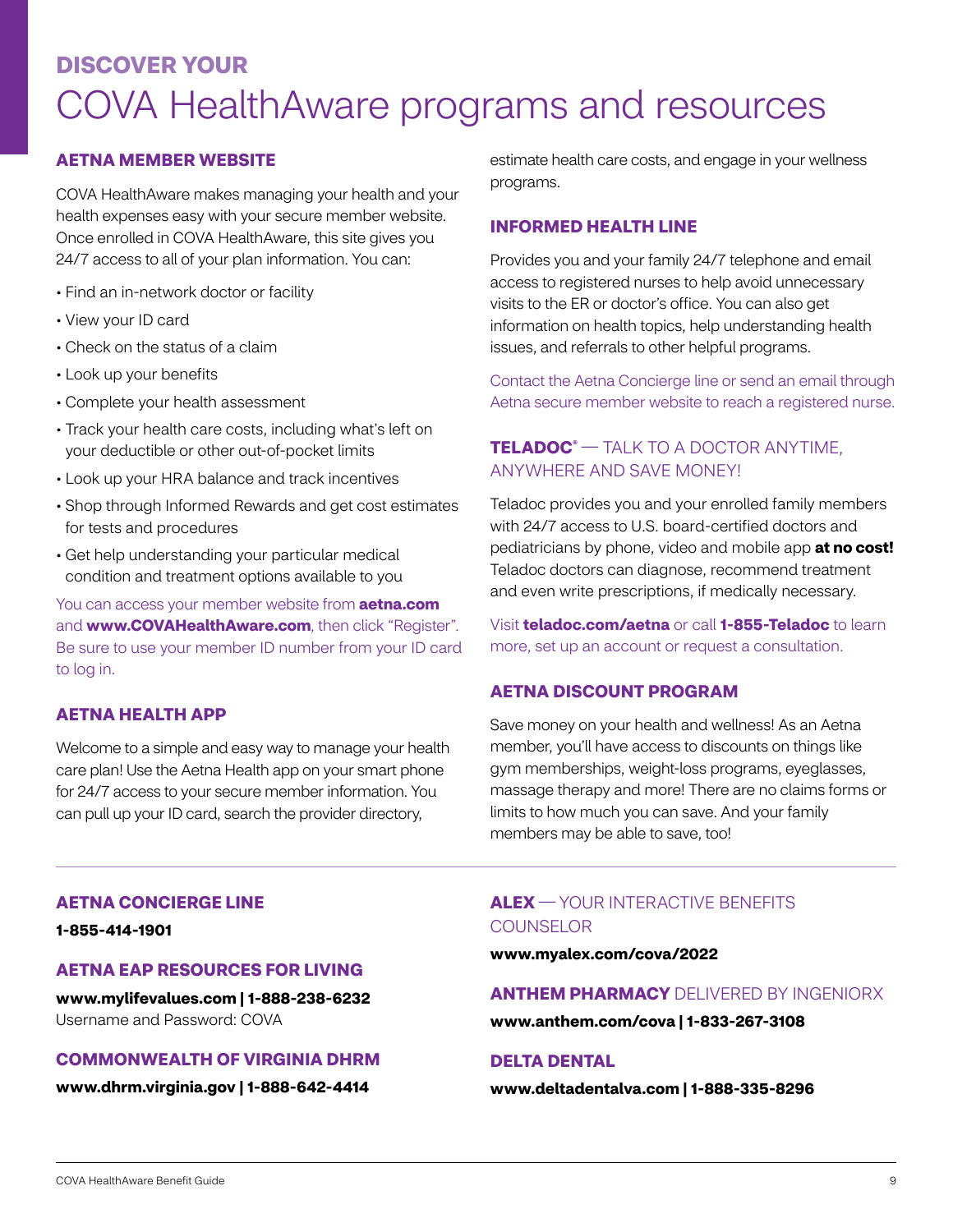# DISCOVER YOUR COVA HealthAware programs and resources

## AETNA MEMBER WEBSITE

COVA HealthAware makes managing your health and your health expenses easy with your secure member website. Once enrolled in COVA HealthAware, this site gives you 24/7 access to all of your plan information. You can:

- Find an in-network doctor or facility
- View your ID card
- Check on the status of a claim
- Look up your benefits
- Complete your health assessment
- Track your health care costs, including what's left on your deductible or other out-of-pocket limits
- Look up your HRA balance and track incentives
- Shop through Informed Rewards and get cost estimates for tests and procedures
- Get help understanding your particular medical condition and treatment options available to you

You can access your member website from **aetna.com** and **www.COVAHealthAware.com**, then click "Register". Be sure to use your member ID number from your ID card to log in.

## AETNA HEALTH APP

Welcome to a simple and easy way to manage your health care plan! Use the Aetna Health app on your smart phone for 24/7 access to your secure member information. You can pull up your ID card, search the provider directory, estimate health care costs, and engage in your wellness programs.

## INFORMED HEALTH LINE

Provides you and your family 24/7 telephone and email access to registered nurses to help avoid unnecessary visits to the ER or doctor's office. You can also get information on health topics, help understanding health issues, and referrals to other helpful programs.

Contact the Aetna Concierge line or send an email through Aetna secure member website to reach a registered nurse.

## TELADOC® — TALK TO A DOCTOR ANYTIME, ANYWHERE AND SAVE MONEY!

Teladoc provides you and your enrolled family members with 24/7 access to U.S. board-certified doctors and pediatricians by phone, video and mobile app **at no cost!** Teladoc doctors can diagnose, recommend treatment and even write prescriptions, if medically necessary.

Visit **teladoc.com/aetna** or call **1-855-Teladoc** to learn more, set up an account or request a consultation.

## AETNA DISCOUNT PROGRAM

Save money on your health and wellness! As an Aetna member, you'll have access to discounts on things like gym memberships, weight-loss programs, eyeglasses, massage therapy and more! There are no claims forms or limits to how much you can save. And your family members may be able to save, too!

---

## AETNA CONCIERGE LINE

**1-855-414-1901**

## AETNA EAP RESOURCES FOR LIVING

**www.mylifevalues.com | 1-888-238-6232**
Username and Password: COVA

## COMMONWEALTH OF VIRGINIA DHRM

**www.dhrm.virginia.gov | 1-888-642-4414**

## ALEX — YOUR INTERACTIVE BENEFITS COUNSELOR

**www.myalex.com/cova/2022**

## ANTHEM PHARMACY DELIVERED BY INGENIORX

**www.anthem.com/cova | 1-833-267-3108**

## DELTA DENTAL

**www.deltadentalva.com | 1-888-335-8296**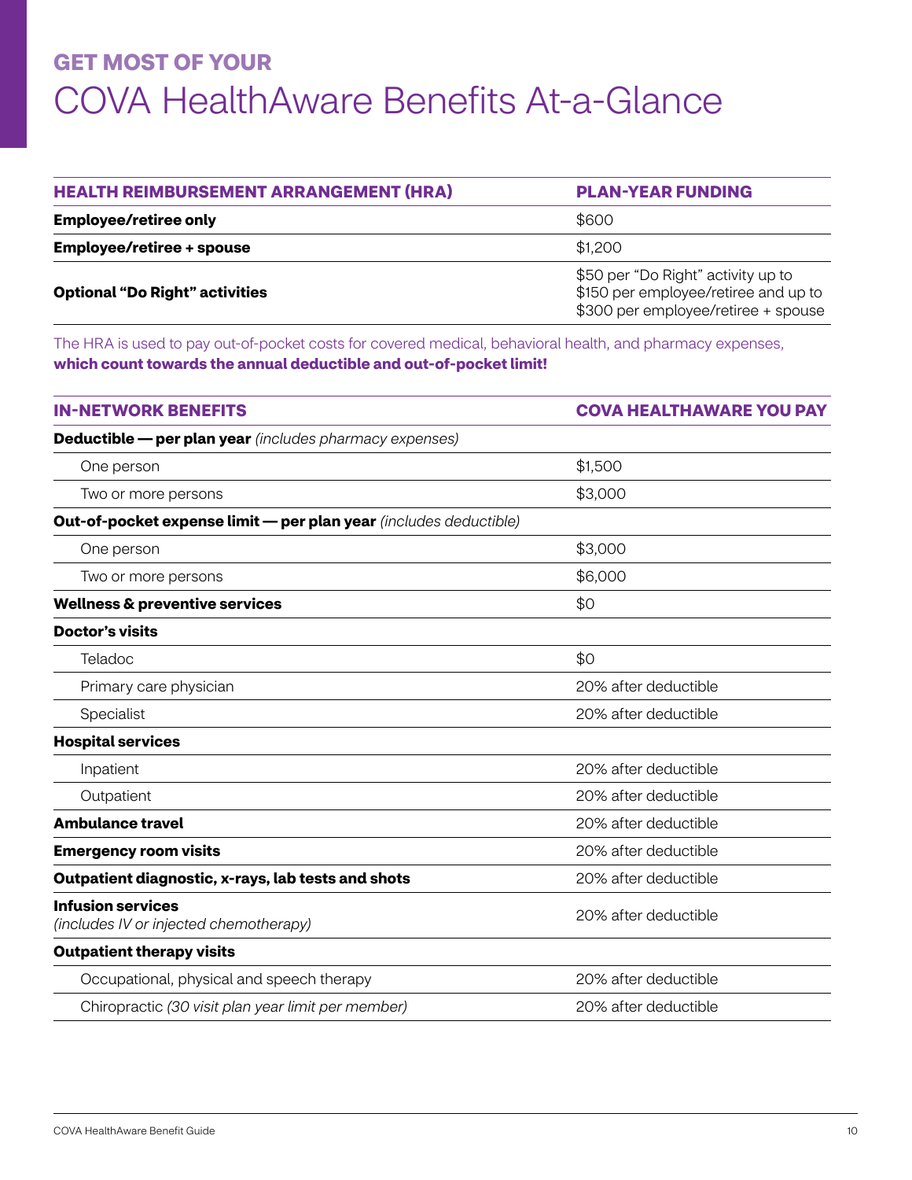## GET MOST OF YOUR

# COVA HealthAware Benefits At-a-Glance

| HEALTH REIMBURSEMENT ARRANGEMENT (HRA) | PLAN-YEAR FUNDING |
|---|---|
| **Employee/retiree only** | $600 |
| **Employee/retiree + spouse** | $1,200 |
| **Optional "Do Right" activities** | $50 per "Do Right" activity up to $150 per employee/retiree and up to $300 per employee/retiree + spouse |

The HRA is used to pay out-of-pocket costs for covered medical, behavioral health, and pharmacy expenses, **which count towards the annual deductible and out-of-pocket limit!**

| IN-NETWORK BENEFITS | COVA HEALTHAWARE YOU PAY |
|---|---|
| **Deductible — per plan year** *(includes pharmacy expenses)* | |
| One person | $1,500 |
| Two or more persons | $3,000 |
| **Out-of-pocket expense limit — per plan year** *(includes deductible)* | |
| One person | $3,000 |
| Two or more persons | $6,000 |
| **Wellness & preventive services** | $0 |
| **Doctor's visits** | |
| Teladoc | $0 |
| Primary care physician | 20% after deductible |
| Specialist | 20% after deductible |
| **Hospital services** | |
| Inpatient | 20% after deductible |
| Outpatient | 20% after deductible |
| **Ambulance travel** | 20% after deductible |
| **Emergency room visits** | 20% after deductible |
| **Outpatient diagnostic, x-rays, lab tests and shots** | 20% after deductible |
| **Infusion services** *(includes IV or injected chemotherapy)* | 20% after deductible |
| **Outpatient therapy visits** | |
| Occupational, physical and speech therapy | 20% after deductible |
| Chiropractic *(30 visit plan year limit per member)* | 20% after deductible |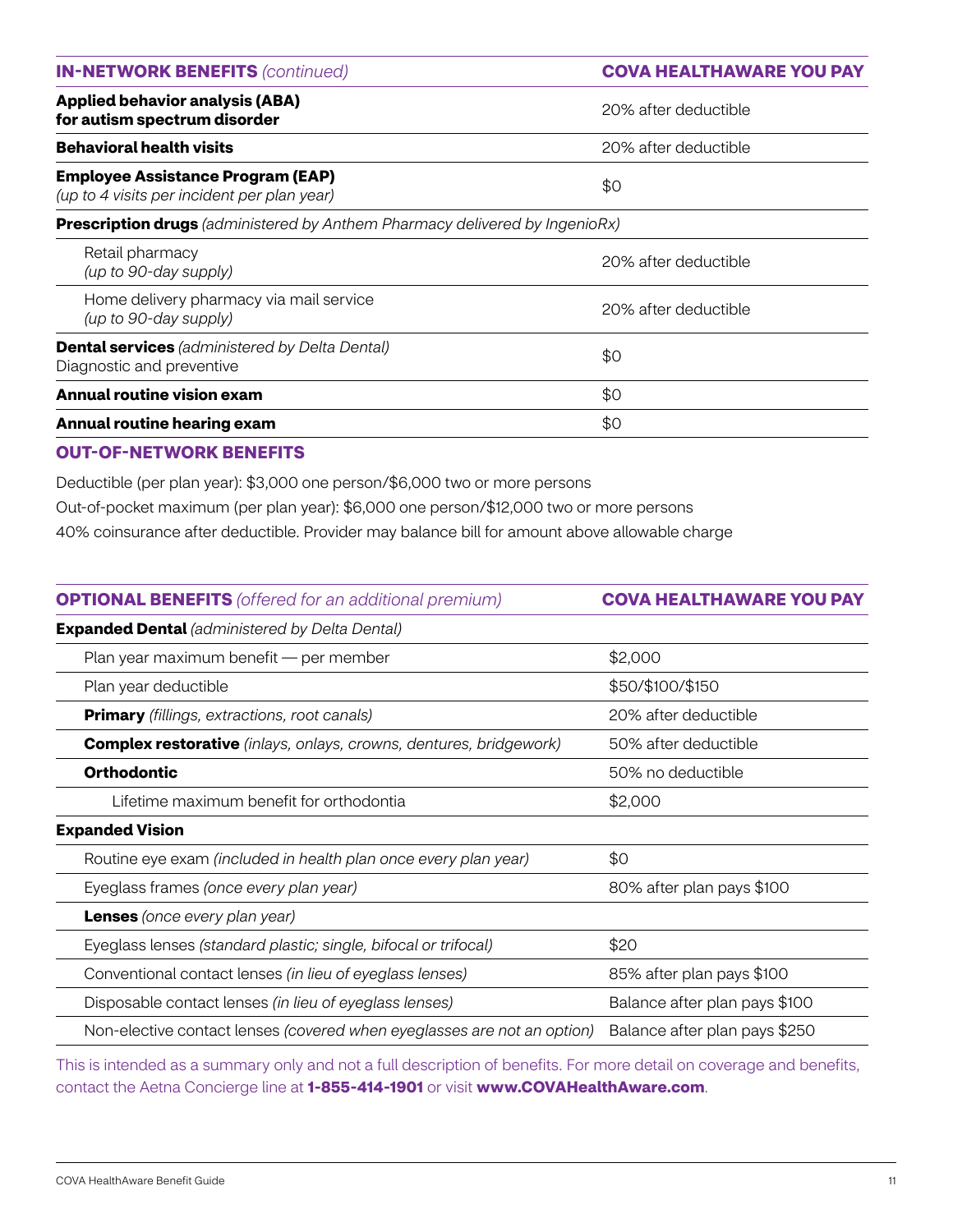| **IN-NETWORK BENEFITS** *(continued)* | **COVA HEALTHAWARE YOU PAY** |
|---|---|
| **Applied behavior analysis (ABA) for autism spectrum disorder** | 20% after deductible |
| **Behavioral health visits** | 20% after deductible |
| **Employee Assistance Program (EAP)** *(up to 4 visits per incident per plan year)* | $0 |
| **Prescription drugs** *(administered by Anthem Pharmacy delivered by IngenioRx)* | |
| Retail pharmacy *(up to 90-day supply)* | 20% after deductible |
| Home delivery pharmacy via mail service *(up to 90-day supply)* | 20% after deductible |
| **Dental services** *(administered by Delta Dental)* Diagnostic and preventive | $0 |
| **Annual routine vision exam** | $0 |
| **Annual routine hearing exam** | $0 |

## OUT-OF-NETWORK BENEFITS

Deductible (per plan year): $3,000 one person/$6,000 two or more persons

Out-of-pocket maximum (per plan year): $6,000 one person/$12,000 two or more persons

40% coinsurance after deductible. Provider may balance bill for amount above allowable charge

| **OPTIONAL BENEFITS** *(offered for an additional premium)* | **COVA HEALTHAWARE YOU PAY** |
|---|---|
| **Expanded Dental** *(administered by Delta Dental)* | |
| Plan year maximum benefit — per member | $2,000 |
| Plan year deductible | $50/$100/$150 |
| **Primary** *(fillings, extractions, root canals)* | 20% after deductible |
| **Complex restorative** *(inlays, onlays, crowns, dentures, bridgework)* | 50% after deductible |
| **Orthodontic** | 50% no deductible |
| Lifetime maximum benefit for orthodontia | $2,000 |
| **Expanded Vision** | |
| Routine eye exam *(included in health plan once every plan year)* | $0 |
| Eyeglass frames *(once every plan year)* | 80% after plan pays $100 |
| **Lenses** *(once every plan year)* | |
| Eyeglass lenses *(standard plastic; single, bifocal or trifocal)* | $20 |
| Conventional contact lenses *(in lieu of eyeglass lenses)* | 85% after plan pays $100 |
| Disposable contact lenses *(in lieu of eyeglass lenses)* | Balance after plan pays $100 |
| Non-elective contact lenses *(covered when eyeglasses are not an option)* | Balance after plan pays $250 |

This is intended as a summary only and not a full description of benefits. For more detail on coverage and benefits, contact the Aetna Concierge line at **1-855-414-1901** or visit **www.COVAHealthAware.com**.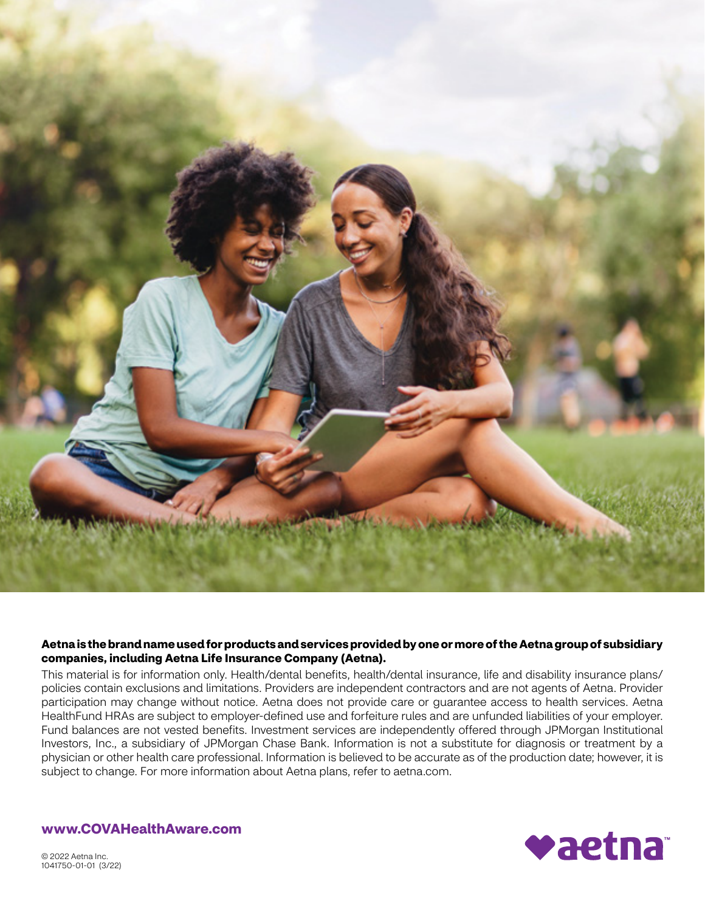**Aetna is the brand name used for products and services provided by one or more of the Aetna group of subsidiary companies, including Aetna Life Insurance Company (Aetna).**

This material is for information only. Health/dental benefits, health/dental insurance, life and disability insurance plans/policies contain exclusions and limitations. Providers are independent contractors and are not agents of Aetna. Provider participation may change without notice. Aetna does not provide care or guarantee access to health services. Aetna HealthFund HRAs are subject to employer-defined use and forfeiture rules and are unfunded liabilities of your employer. Fund balances are not vested benefits. Investment services are independently offered through JPMorgan Institutional Investors, Inc., a subsidiary of JPMorgan Chase Bank. Information is not a substitute for diagnosis or treatment by a physician or other health care professional. Information is believed to be accurate as of the production date; however, it is subject to change. For more information about Aetna plans, refer to aetna.com.

**www.COVAHealthAware.com**

© 2022 Aetna Inc.
1041750-01-01 (3/22)

aetna™